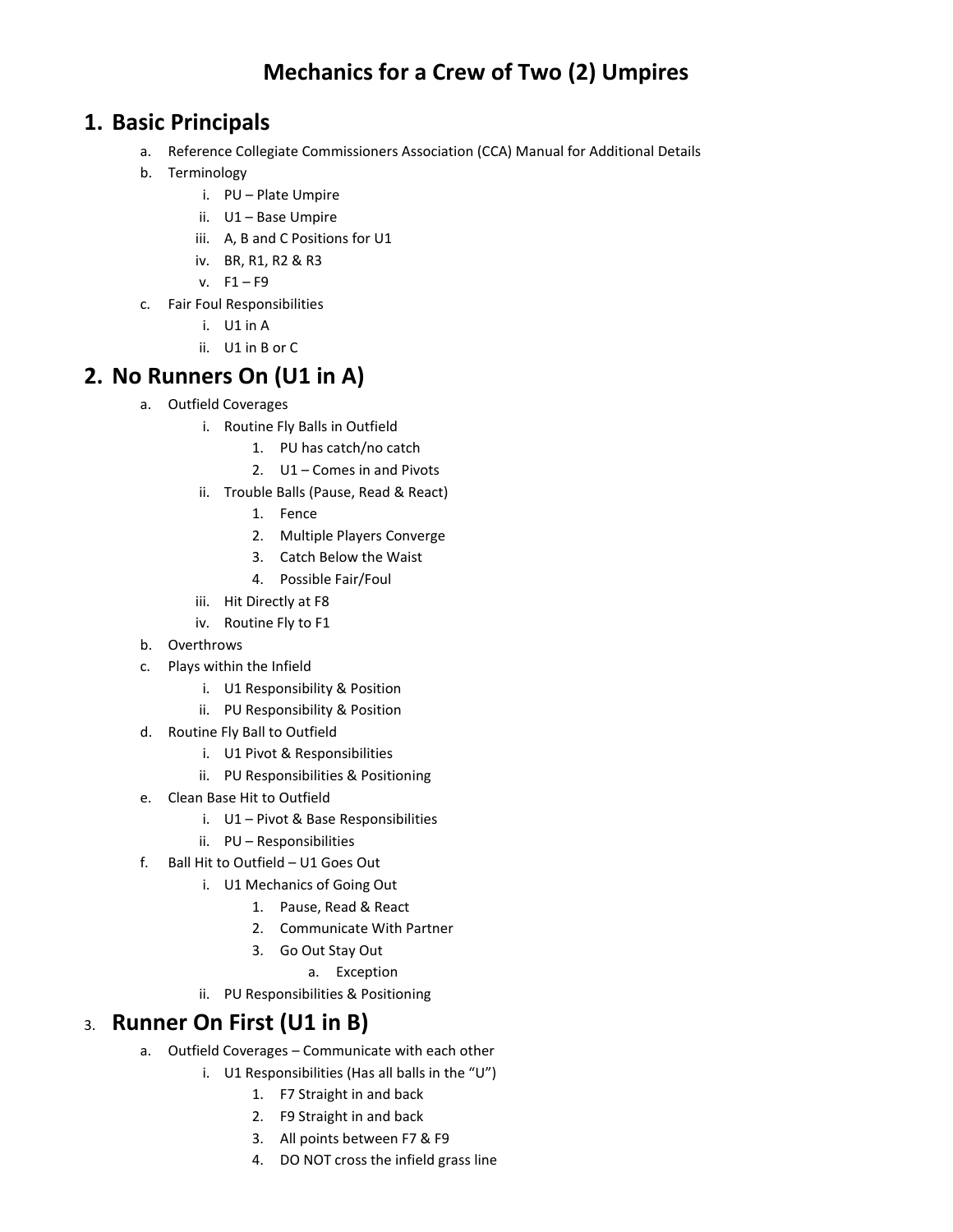# Mechanics for a Crew of Two (2) Umpires

## 1. Basic Principals

a. Reference Collegiate Commissioners Association (CCA) Manual for Additional Details
b. Terminology
    i. PU – Plate Umpire
    ii. U1 – Base Umpire
    iii. A, B and C Positions for U1
    iv. BR, R1, R2 & R3
    v. F1 – F9
c. Fair Foul Responsibilities
    i. U1 in A
    ii. U1 in B or C

## 2. No Runners On (U1 in A)

a. Outfield Coverages
    i. Routine Fly Balls in Outfield
        1. PU has catch/no catch
        2. U1 – Comes in and Pivots
    ii. Trouble Balls (Pause, Read & React)
        1. Fence
        2. Multiple Players Converge
        3. Catch Below the Waist
        4. Possible Fair/Foul
    iii. Hit Directly at F8
    iv. Routine Fly to F1
b. Overthrows
c. Plays within the Infield
    i. U1 Responsibility & Position
    ii. PU Responsibility & Position
d. Routine Fly Ball to Outfield
    i. U1 Pivot & Responsibilities
    ii. PU Responsibilities & Positioning
e. Clean Base Hit to Outfield
    i. U1 – Pivot & Base Responsibilities
    ii. PU – Responsibilities
f. Ball Hit to Outfield – U1 Goes Out
    i. U1 Mechanics of Going Out
        1. Pause, Read & React
        2. Communicate With Partner
        3. Go Out Stay Out
            a. Exception
    ii. PU Responsibilities & Positioning

## 3. Runner On First (U1 in B)

a. Outfield Coverages – Communicate with each other
    i. U1 Responsibilities (Has all balls in the "U")
        1. F7 Straight in and back
        2. F9 Straight in and back
        3. All points between F7 & F9
        4. DO NOT cross the infield grass line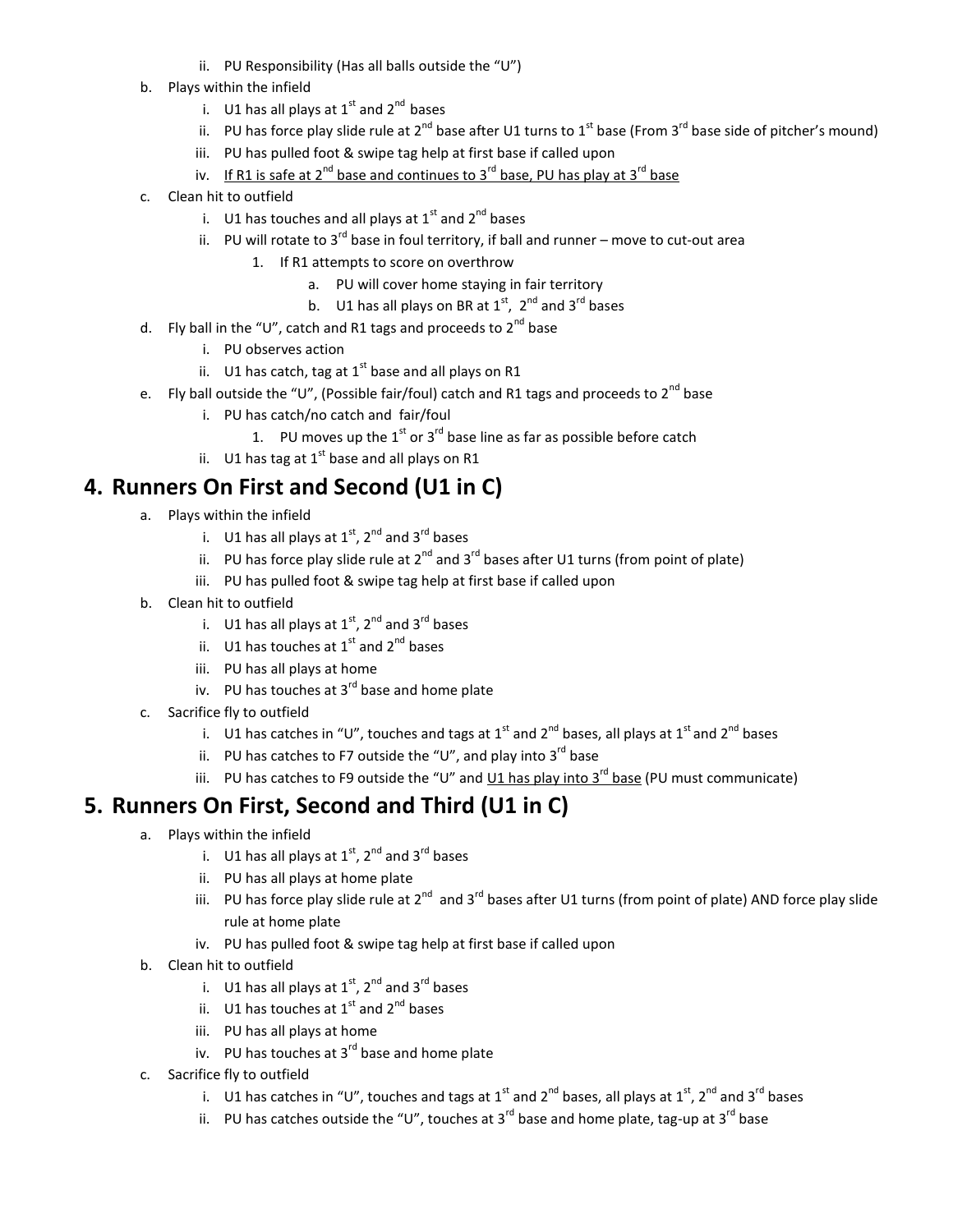- ii. PU Responsibility (Has all balls outside the "U")
- b. Plays within the infield
   - i. U1 has all plays at 1st and 2nd bases
   - ii. PU has force play slide rule at 2nd base after U1 turns to 1st base (From 3rd base side of pitcher's mound)
   - iii. PU has pulled foot & swipe tag help at first base if called upon
   - iv. <u>If R1 is safe at 2nd base and continues to 3rd base, PU has play at 3rd base</u>
- c. Clean hit to outfield
   - i. U1 has touches and all plays at 1st and 2nd bases
   - ii. PU will rotate to 3rd base in foul territory, if ball and runner – move to cut-out area
      1. If R1 attempts to score on overthrow
         - a. PU will cover home staying in fair territory
         - b. U1 has all plays on BR at 1st, 2nd and 3rd bases
- d. Fly ball in the "U", catch and R1 tags and proceeds to 2nd base
   - i. PU observes action
   - ii. U1 has catch, tag at 1st base and all plays on R1
- e. Fly ball outside the "U", (Possible fair/foul) catch and R1 tags and proceeds to 2nd base
   - i. PU has catch/no catch and fair/foul
      1. PU moves up the 1st or 3rd base line as far as possible before catch
   - ii. U1 has tag at 1st base and all plays on R1

## 4. Runners On First and Second (U1 in C)

- a. Plays within the infield
   - i. U1 has all plays at 1st, 2nd and 3rd bases
   - ii. PU has force play slide rule at 2nd and 3rd bases after U1 turns (from point of plate)
   - iii. PU has pulled foot & swipe tag help at first base if called upon
- b. Clean hit to outfield
   - i. U1 has all plays at 1st, 2nd and 3rd bases
   - ii. U1 has touches at 1st and 2nd bases
   - iii. PU has all plays at home
   - iv. PU has touches at 3rd base and home plate
- c. Sacrifice fly to outfield
   - i. U1 has catches in "U", touches and tags at 1st and 2nd bases, all plays at 1st and 2nd bases
   - ii. PU has catches to F7 outside the "U", and play into 3rd base
   - iii. PU has catches to F9 outside the "U" and <u>U1 has play into 3rd base</u> (PU must communicate)

## 5. Runners On First, Second and Third (U1 in C)

- a. Plays within the infield
   - i. U1 has all plays at 1st, 2nd and 3rd bases
   - ii. PU has all plays at home plate
   - iii. PU has force play slide rule at 2nd and 3rd bases after U1 turns (from point of plate) AND force play slide rule at home plate
   - iv. PU has pulled foot & swipe tag help at first base if called upon
- b. Clean hit to outfield
   - i. U1 has all plays at 1st, 2nd and 3rd bases
   - ii. U1 has touches at 1st and 2nd bases
   - iii. PU has all plays at home
   - iv. PU has touches at 3rd base and home plate
- c. Sacrifice fly to outfield
   - i. U1 has catches in "U", touches and tags at 1st and 2nd bases, all plays at 1st, 2nd and 3rd bases
   - ii. PU has catches outside the "U", touches at 3rd base and home plate, tag-up at 3rd base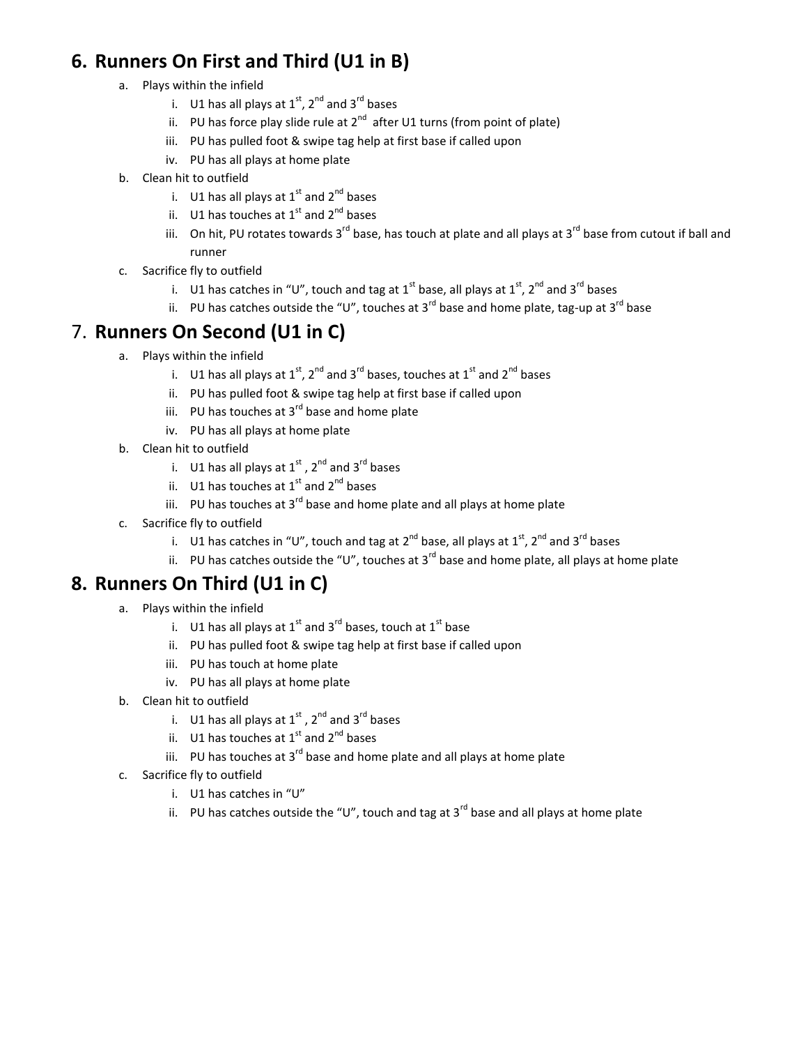## 6. Runners On First and Third (U1 in B)

a. Plays within the infield
   i. U1 has all plays at 1st, 2nd and 3rd bases
   ii. PU has force play slide rule at 2nd after U1 turns (from point of plate)
   iii. PU has pulled foot & swipe tag help at first base if called upon
   iv. PU has all plays at home plate

b. Clean hit to outfield
   i. U1 has all plays at 1st and 2nd bases
   ii. U1 has touches at 1st and 2nd bases
   iii. On hit, PU rotates towards 3rd base, has touch at plate and all plays at 3rd base from cutout if ball and runner

c. Sacrifice fly to outfield
   i. U1 has catches in "U", touch and tag at 1st base, all plays at 1st, 2nd and 3rd bases
   ii. PU has catches outside the "U", touches at 3rd base and home plate, tag-up at 3rd base

## 7. Runners On Second (U1 in C)

a. Plays within the infield
   i. U1 has all plays at 1st, 2nd and 3rd bases, touches at 1st and 2nd bases
   ii. PU has pulled foot & swipe tag help at first base if called upon
   iii. PU has touches at 3rd base and home plate
   iv. PU has all plays at home plate

b. Clean hit to outfield
   i. U1 has all plays at 1st , 2nd and 3rd bases
   ii. U1 has touches at 1st and 2nd bases
   iii. PU has touches at 3rd base and home plate and all plays at home plate

c. Sacrifice fly to outfield
   i. U1 has catches in "U", touch and tag at 2nd base, all plays at 1st, 2nd and 3rd bases
   ii. PU has catches outside the "U", touches at 3rd base and home plate, all plays at home plate

## 8. Runners On Third (U1 in C)

a. Plays within the infield
   i. U1 has all plays at 1st and 3rd bases, touch at 1st base
   ii. PU has pulled foot & swipe tag help at first base if called upon
   iii. PU has touch at home plate
   iv. PU has all plays at home plate

b. Clean hit to outfield
   i. U1 has all plays at 1st , 2nd and 3rd bases
   ii. U1 has touches at 1st and 2nd bases
   iii. PU has touches at 3rd base and home plate and all plays at home plate

c. Sacrifice fly to outfield
   i. U1 has catches in "U"
   ii. PU has catches outside the "U", touch and tag at 3rd base and all plays at home plate